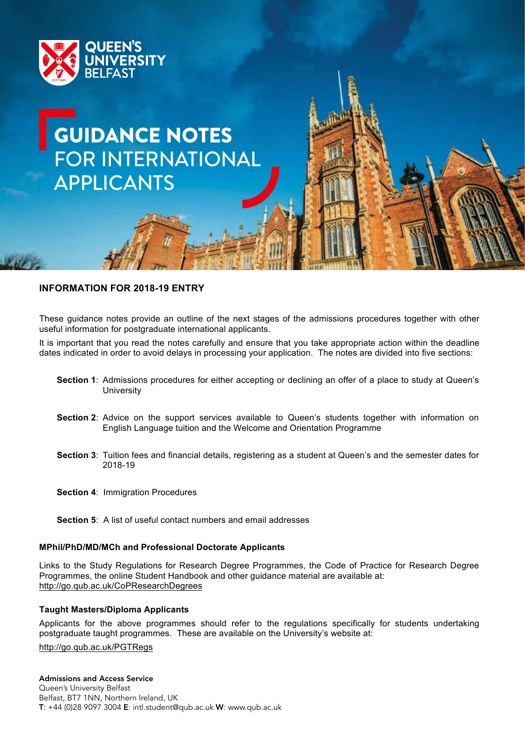QUEEN'S UNIVERSITY BELFAST

# GUIDANCE NOTES FOR INTERNATIONAL APPLICANTS

## INFORMATION FOR 2018-19 ENTRY

These guidance notes provide an outline of the next stages of the admissions procedures together with other useful information for postgraduate international applicants.

It is important that you read the notes carefully and ensure that you take appropriate action within the deadline dates indicated in order to avoid delays in processing your application. The notes are divided into five sections:

- **Section 1**: Admissions procedures for either accepting or declining an offer of a place to study at Queen's University
- **Section 2**: Advice on the support services available to Queen's students together with information on English Language tuition and the Welcome and Orientation Programme
- **Section 3**: Tuition fees and financial details, registering as a student at Queen's and the semester dates for 2018-19
- **Section 4**: Immigration Procedures
- **Section 5**: A list of useful contact numbers and email addresses

### MPhil/PhD/MD/MCh and Professional Doctorate Applicants

Links to the Study Regulations for Research Degree Programmes, the Code of Practice for Research Degree Programmes, the online Student Handbook and other guidance material are available at:
http://go.qub.ac.uk/CoPResearchDegrees

### Taught Masters/Diploma Applicants

Applicants for the above programmes should refer to the regulations specifically for students undertaking postgraduate taught programmes. These are available on the University's website at:

http://go.qub.ac.uk/PGTRegs

**Admissions and Access Service**
Queen's University Belfast
Belfast, BT7 1NN, Northern Ireland, UK
**T**: +44 (0)28 9097 3004 **E**: intl.student@qub.ac.uk **W**: www.qub.ac.uk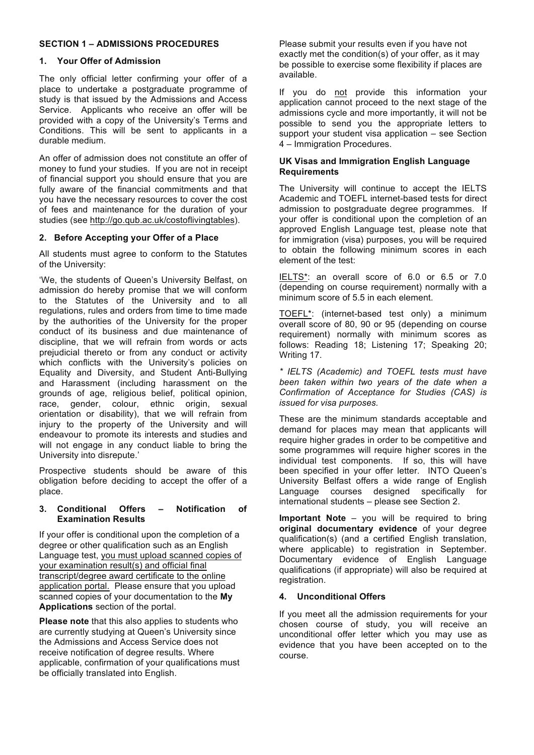## SECTION 1 – ADMISSIONS PROCEDURES

### 1. Your Offer of Admission

The only official letter confirming your offer of a place to undertake a postgraduate programme of study is that issued by the Admissions and Access Service. Applicants who receive an offer will be provided with a copy of the University's Terms and Conditions. This will be sent to applicants in a durable medium.

An offer of admission does not constitute an offer of money to fund your studies. If you are not in receipt of financial support you should ensure that you are fully aware of the financial commitments and that you have the necessary resources to cover the cost of fees and maintenance for the duration of your studies (see http://go.qub.ac.uk/costoflivingtables).

### 2. Before Accepting your Offer of a Place

All students must agree to conform to the Statutes of the University:

'We, the students of Queen's University Belfast, on admission do hereby promise that we will conform to the Statutes of the University and to all regulations, rules and orders from time to time made by the authorities of the University for the proper conduct of its business and due maintenance of discipline, that we will refrain from words or acts prejudicial thereto or from any conduct or activity which conflicts with the University's policies on Equality and Diversity, and Student Anti-Bullying and Harassment (including harassment on the grounds of age, religious belief, political opinion, race, gender, colour, ethnic origin, sexual orientation or disability), that we will refrain from injury to the property of the University and will endeavour to promote its interests and studies and will not engage in any conduct liable to bring the University into disrepute.'

Prospective students should be aware of this obligation before deciding to accept the offer of a place.

### 3. Conditional Offers – Notification of Examination Results

If your offer is conditional upon the completion of a degree or other qualification such as an English Language test, you must upload scanned copies of your examination result(s) and official final transcript/degree award certificate to the online application portal. Please ensure that you upload scanned copies of your documentation to the **My Applications** section of the portal.

**Please note** that this also applies to students who are currently studying at Queen's University since the Admissions and Access Service does not receive notification of degree results. Where applicable, confirmation of your qualifications must be officially translated into English.

Please submit your results even if you have not exactly met the condition(s) of your offer, as it may be possible to exercise some flexibility if places are available.

If you do not provide this information your application cannot proceed to the next stage of the admissions cycle and more importantly, it will not be possible to send you the appropriate letters to support your student visa application – see Section 4 – Immigration Procedures.

**UK Visas and Immigration English Language Requirements**

The University will continue to accept the IELTS Academic and TOEFL internet-based tests for direct admission to postgraduate degree programmes. If your offer is conditional upon the completion of an approved English Language test, please note that for immigration (visa) purposes, you will be required to obtain the following minimum scores in each element of the test:

IELTS*: an overall score of 6.0 or 6.5 or 7.0 (depending on course requirement) normally with a minimum score of 5.5 in each element.

TOEFL*: (internet-based test only) a minimum overall score of 80, 90 or 95 (depending on course requirement) normally with minimum scores as follows: Reading 18; Listening 17; Speaking 20; Writing 17.

*\* IELTS (Academic) and TOEFL tests must have been taken within two years of the date when a Confirmation of Acceptance for Studies (CAS) is issued for visa purposes.*

These are the minimum standards acceptable and demand for places may mean that applicants will require higher grades in order to be competitive and some programmes will require higher scores in the individual test components. If so, this will have been specified in your offer letter. INTO Queen's University Belfast offers a wide range of English Language courses designed specifically for international students – please see Section 2.

**Important Note** – you will be required to bring **original documentary evidence** of your degree qualification(s) (and a certified English translation, where applicable) to registration in September. Documentary evidence of English Language qualifications (if appropriate) will also be required at registration.

### 4. Unconditional Offers

If you meet all the admission requirements for your chosen course of study, you will receive an unconditional offer letter which you may use as evidence that you have been accepted on to the course.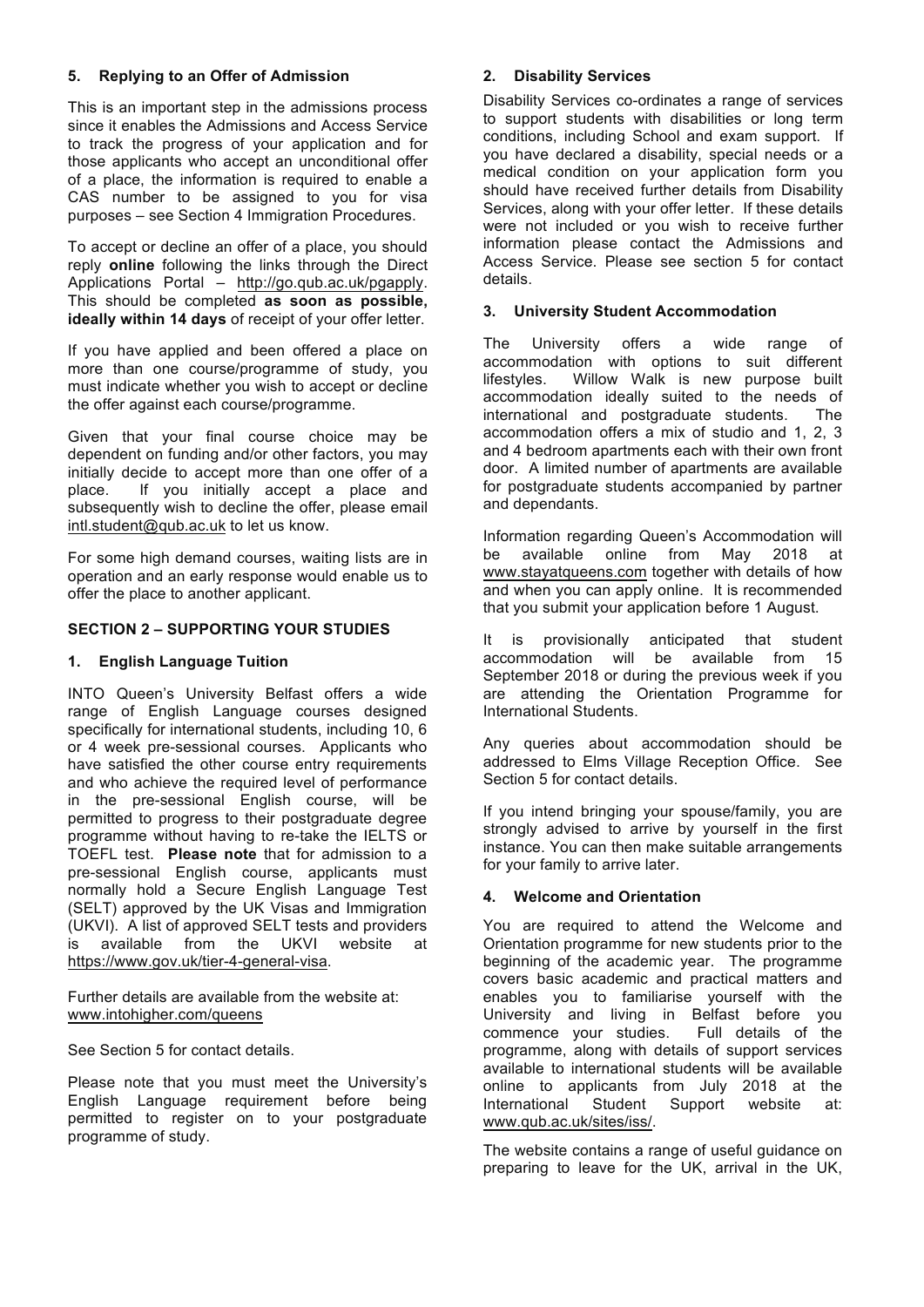### 5. Replying to an Offer of Admission

This is an important step in the admissions process since it enables the Admissions and Access Service to track the progress of your application and for those applicants who accept an unconditional offer of a place, the information is required to enable a CAS number to be assigned to you for visa purposes – see Section 4 Immigration Procedures.

To accept or decline an offer of a place, you should reply **online** following the links through the Direct Applications Portal – http://go.qub.ac.uk/pgapply. This should be completed **as soon as possible, ideally within 14 days** of receipt of your offer letter.

If you have applied and been offered a place on more than one course/programme of study, you must indicate whether you wish to accept or decline the offer against each course/programme.

Given that your final course choice may be dependent on funding and/or other factors, you may initially decide to accept more than one offer of a place. If you initially accept a place and subsequently wish to decline the offer, please email intl.student@qub.ac.uk to let us know.

For some high demand courses, waiting lists are in operation and an early response would enable us to offer the place to another applicant.

## SECTION 2 – SUPPORTING YOUR STUDIES

### 1. English Language Tuition

INTO Queen's University Belfast offers a wide range of English Language courses designed specifically for international students, including 10, 6 or 4 week pre-sessional courses. Applicants who have satisfied the other course entry requirements and who achieve the required level of performance in the pre-sessional English course, will be permitted to progress to their postgraduate degree programme without having to re-take the IELTS or TOEFL test. **Please note** that for admission to a pre-sessional English course, applicants must normally hold a Secure English Language Test (SELT) approved by the UK Visas and Immigration (UKVI). A list of approved SELT tests and providers is available from the UKVI website at https://www.gov.uk/tier-4-general-visa.

Further details are available from the website at: www.intohigher.com/queens

See Section 5 for contact details.

Please note that you must meet the University's English Language requirement before being permitted to register on to your postgraduate programme of study.

### 2. Disability Services

Disability Services co-ordinates a range of services to support students with disabilities or long term conditions, including School and exam support. If you have declared a disability, special needs or a medical condition on your application form you should have received further details from Disability Services, along with your offer letter. If these details were not included or you wish to receive further information please contact the Admissions and Access Service. Please see section 5 for contact details.

### 3. University Student Accommodation

The University offers a wide range of accommodation with options to suit different lifestyles. Willow Walk is new purpose built accommodation ideally suited to the needs of international and postgraduate students. The accommodation offers a mix of studio and 1, 2, 3 and 4 bedroom apartments each with their own front door. A limited number of apartments are available for postgraduate students accompanied by partner and dependants.

Information regarding Queen's Accommodation will be available online from May 2018 at www.stayatqueens.com together with details of how and when you can apply online. It is recommended that you submit your application before 1 August.

It is provisionally anticipated that student accommodation will be available from 15 September 2018 or during the previous week if you are attending the Orientation Programme for International Students.

Any queries about accommodation should be addressed to Elms Village Reception Office. See Section 5 for contact details.

If you intend bringing your spouse/family, you are strongly advised to arrive by yourself in the first instance. You can then make suitable arrangements for your family to arrive later.

### 4. Welcome and Orientation

You are required to attend the Welcome and Orientation programme for new students prior to the beginning of the academic year. The programme covers basic academic and practical matters and enables you to familiarise yourself with the University and living in Belfast before you commence your studies. Full details of the programme, along with details of support services available to international students will be available online to applicants from July 2018 at the International Student Support website at: www.qub.ac.uk/sites/iss/.

The website contains a range of useful guidance on preparing to leave for the UK, arrival in the UK,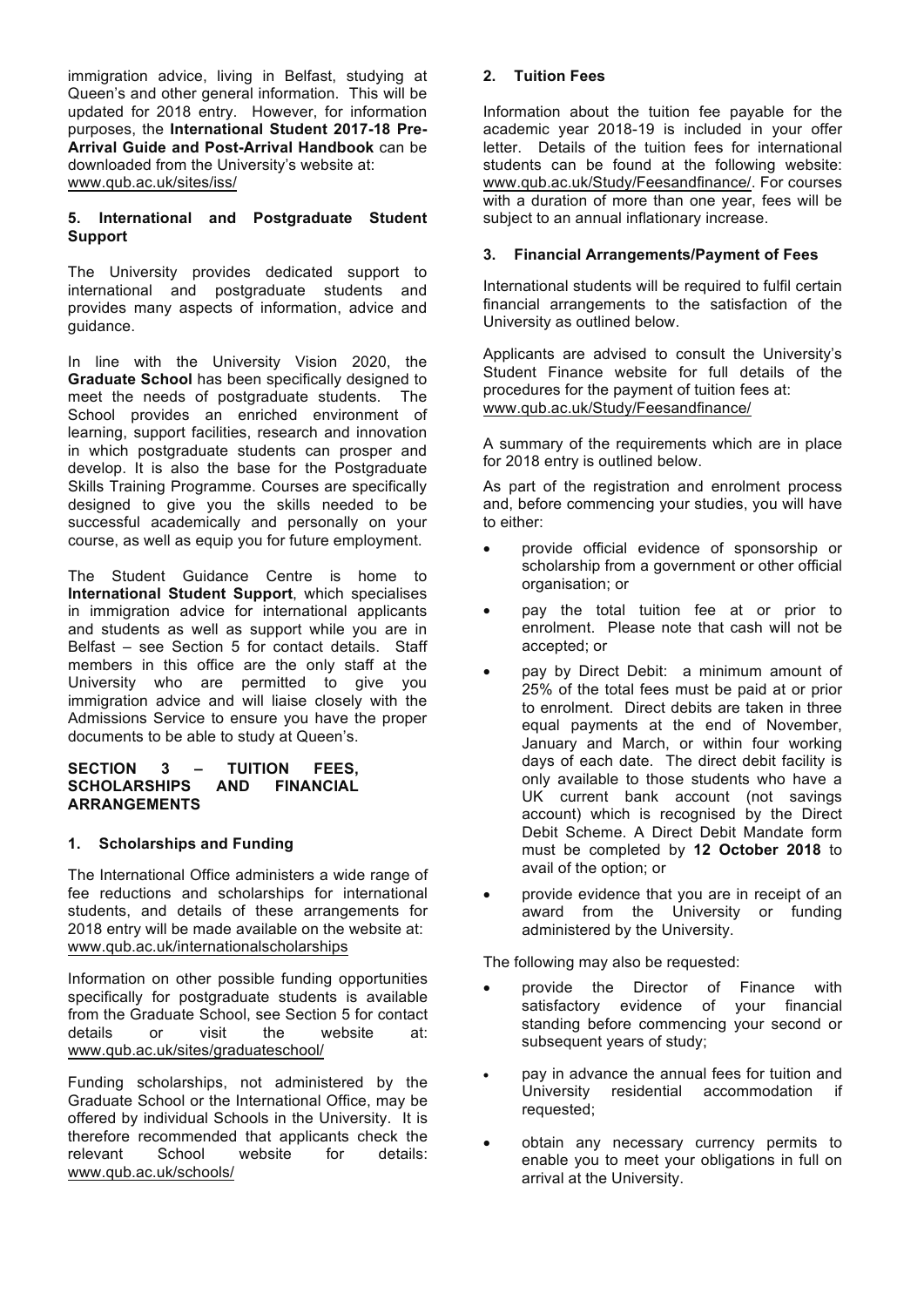immigration advice, living in Belfast, studying at Queen's and other general information. This will be updated for 2018 entry. However, for information purposes, the **International Student 2017-18 Pre-Arrival Guide and Post-Arrival Handbook** can be downloaded from the University's website at: www.qub.ac.uk/sites/iss/

### 5. International and Postgraduate Student Support

The University provides dedicated support to international and postgraduate students and provides many aspects of information, advice and guidance.

In line with the University Vision 2020, the **Graduate School** has been specifically designed to meet the needs of postgraduate students. The School provides an enriched environment of learning, support facilities, research and innovation in which postgraduate students can prosper and develop. It is also the base for the Postgraduate Skills Training Programme. Courses are specifically designed to give you the skills needed to be successful academically and personally on your course, as well as equip you for future employment.

The Student Guidance Centre is home to **International Student Support**, which specialises in immigration advice for international applicants and students as well as support while you are in Belfast – see Section 5 for contact details. Staff members in this office are the only staff at the University who are permitted to give you immigration advice and will liaise closely with the Admissions Service to ensure you have the proper documents to be able to study at Queen's.

## SECTION 3 – TUITION FEES, SCHOLARSHIPS AND FINANCIAL ARRANGEMENTS

### 1. Scholarships and Funding

The International Office administers a wide range of fee reductions and scholarships for international students, and details of these arrangements for 2018 entry will be made available on the website at: www.qub.ac.uk/internationalscholarships

Information on other possible funding opportunities specifically for postgraduate students is available from the Graduate School, see Section 5 for contact details or visit the website at: www.qub.ac.uk/sites/graduateschool/

Funding scholarships, not administered by the Graduate School or the International Office, may be offered by individual Schools in the University. It is therefore recommended that applicants check the relevant School website for details: www.qub.ac.uk/schools/

### 2. Tuition Fees

Information about the tuition fee payable for the academic year 2018-19 is included in your offer letter. Details of the tuition fees for international students can be found at the following website: www.qub.ac.uk/Study/Feesandfinance/. For courses with a duration of more than one year, fees will be subject to an annual inflationary increase.

### 3. Financial Arrangements/Payment of Fees

International students will be required to fulfil certain financial arrangements to the satisfaction of the University as outlined below.

Applicants are advised to consult the University's Student Finance website for full details of the procedures for the payment of tuition fees at: www.qub.ac.uk/Study/Feesandfinance/

A summary of the requirements which are in place for 2018 entry is outlined below.

As part of the registration and enrolment process and, before commencing your studies, you will have to either:

- provide official evidence of sponsorship or scholarship from a government or other official organisation; or
- pay the total tuition fee at or prior to enrolment. Please note that cash will not be accepted; or
- pay by Direct Debit: a minimum amount of 25% of the total fees must be paid at or prior to enrolment. Direct debits are taken in three equal payments at the end of November, January and March, or within four working days of each date. The direct debit facility is only available to those students who have a UK current bank account (not savings account) which is recognised by the Direct Debit Scheme. A Direct Debit Mandate form must be completed by **12 October 2018** to avail of the option; or
- provide evidence that you are in receipt of an award from the University or funding administered by the University.

The following may also be requested:

- provide the Director of Finance with satisfactory evidence of your financial standing before commencing your second or subsequent years of study;
- pay in advance the annual fees for tuition and University residential accommodation if requested;
- obtain any necessary currency permits to enable you to meet your obligations in full on arrival at the University.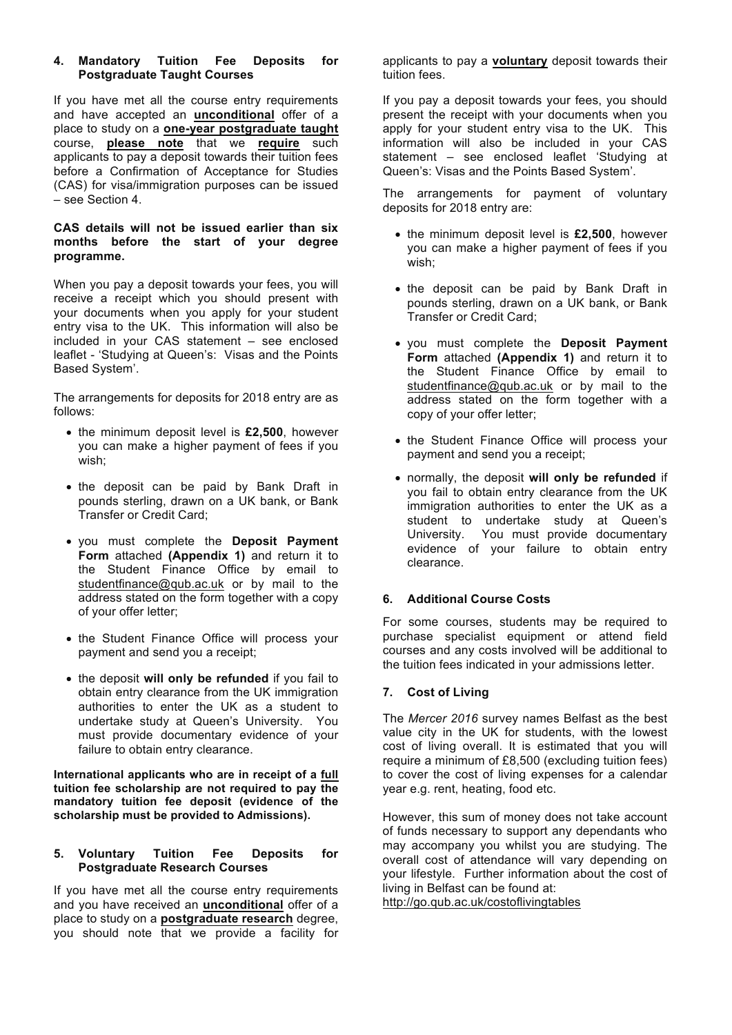## 4. Mandatory Tuition Fee Deposits for Postgraduate Taught Courses

If you have met all the course entry requirements and have accepted an **unconditional** offer of a place to study on a **one-year postgraduate taught** course, **please note** that we **require** such applicants to pay a deposit towards their tuition fees before a Confirmation of Acceptance for Studies (CAS) for visa/immigration purposes can be issued – see Section 4.

**CAS details will not be issued earlier than six months before the start of your degree programme.**

When you pay a deposit towards your fees, you will receive a receipt which you should present with your documents when you apply for your student entry visa to the UK. This information will also be included in your CAS statement – see enclosed leaflet - 'Studying at Queen's: Visas and the Points Based System'.

The arrangements for deposits for 2018 entry are as follows:

- the minimum deposit level is **£2,500**, however you can make a higher payment of fees if you wish;
- the deposit can be paid by Bank Draft in pounds sterling, drawn on a UK bank, or Bank Transfer or Credit Card;
- you must complete the **Deposit Payment Form** attached **(Appendix 1)** and return it to the Student Finance Office by email to studentfinance@qub.ac.uk or by mail to the address stated on the form together with a copy of your offer letter;
- the Student Finance Office will process your payment and send you a receipt;
- the deposit **will only be refunded** if you fail to obtain entry clearance from the UK immigration authorities to enter the UK as a student to undertake study at Queen's University. You must provide documentary evidence of your failure to obtain entry clearance.

**International applicants who are in receipt of a full tuition fee scholarship are not required to pay the mandatory tuition fee deposit (evidence of the scholarship must be provided to Admissions).**

## 5. Voluntary Tuition Fee Deposits for Postgraduate Research Courses

If you have met all the course entry requirements and you have received an **unconditional** offer of a place to study on a **postgraduate research** degree, you should note that we provide a facility for applicants to pay a **voluntary** deposit towards their tuition fees.

If you pay a deposit towards your fees, you should present the receipt with your documents when you apply for your student entry visa to the UK. This information will also be included in your CAS statement – see enclosed leaflet 'Studying at Queen's: Visas and the Points Based System'.

The arrangements for payment of voluntary deposits for 2018 entry are:

- the minimum deposit level is **£2,500**, however you can make a higher payment of fees if you wish;
- the deposit can be paid by Bank Draft in pounds sterling, drawn on a UK bank, or Bank Transfer or Credit Card;
- you must complete the **Deposit Payment Form** attached **(Appendix 1)** and return it to the Student Finance Office by email to studentfinance@qub.ac.uk or by mail to the address stated on the form together with a copy of your offer letter;
- the Student Finance Office will process your payment and send you a receipt;
- normally, the deposit **will only be refunded** if you fail to obtain entry clearance from the UK immigration authorities to enter the UK as a student to undertake study at Queen's University. You must provide documentary evidence of your failure to obtain entry clearance.

## 6. Additional Course Costs

For some courses, students may be required to purchase specialist equipment or attend field courses and any costs involved will be additional to the tuition fees indicated in your admissions letter.

## 7. Cost of Living

The *Mercer 2016* survey names Belfast as the best value city in the UK for students, with the lowest cost of living overall. It is estimated that you will require a minimum of £8,500 (excluding tuition fees) to cover the cost of living expenses for a calendar year e.g. rent, heating, food etc.

However, this sum of money does not take account of funds necessary to support any dependants who may accompany you whilst you are studying. The overall cost of attendance will vary depending on your lifestyle. Further information about the cost of living in Belfast can be found at:
http://go.qub.ac.uk/costoflivingtables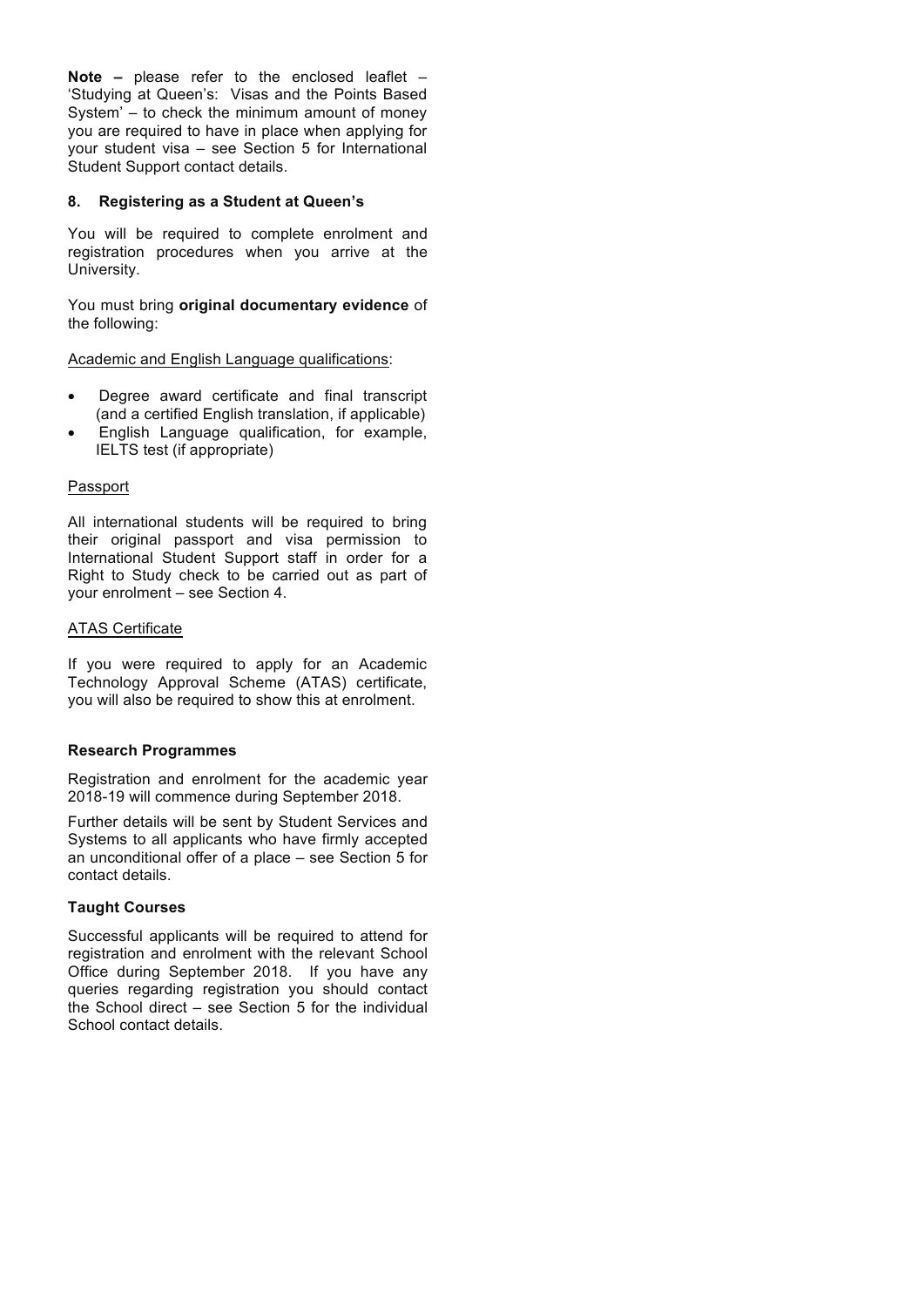**Note –** please refer to the enclosed leaflet – 'Studying at Queen's: Visas and the Points Based System' – to check the minimum amount of money you are required to have in place when applying for your student visa – see Section 5 for International Student Support contact details.

## 8. Registering as a Student at Queen's

You will be required to complete enrolment and registration procedures when you arrive at the University.

You must bring **original documentary evidence** of the following:

<u>Academic and English Language qualifications</u>:

- Degree award certificate and final transcript (and a certified English translation, if applicable)
- English Language qualification, for example, IELTS test (if appropriate)

<u>Passport</u>

All international students will be required to bring their original passport and visa permission to International Student Support staff in order for a Right to Study check to be carried out as part of your enrolment – see Section 4.

<u>ATAS Certificate</u>

If you were required to apply for an Academic Technology Approval Scheme (ATAS) certificate, you will also be required to show this at enrolment.

### Research Programmes

Registration and enrolment for the academic year 2018-19 will commence during September 2018.

Further details will be sent by Student Services and Systems to all applicants who have firmly accepted an unconditional offer of a place – see Section 5 for contact details.

### Taught Courses

Successful applicants will be required to attend for registration and enrolment with the relevant School Office during September 2018. If you have any queries regarding registration you should contact the School direct – see Section 5 for the individual School contact details.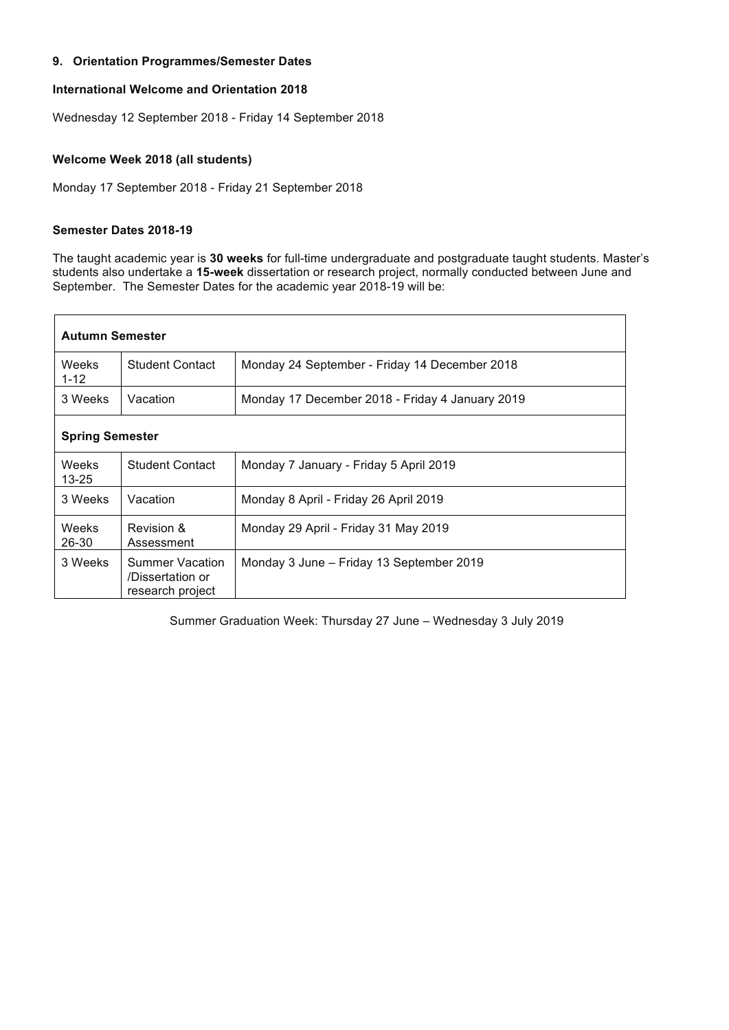## 9. Orientation Programmes/Semester Dates

### International Welcome and Orientation 2018

Wednesday 12 September 2018 - Friday 14 September 2018

### Welcome Week 2018 (all students)

Monday 17 September 2018 - Friday 21 September 2018

### Semester Dates 2018-19

The taught academic year is **30 weeks** for full-time undergraduate and postgraduate taught students. Master's students also undertake a **15-week** dissertation or research project, normally conducted between June and September. The Semester Dates for the academic year 2018-19 will be:

| **Autumn Semester** | | |
|---|---|---|
| Weeks 1-12 | Student Contact | Monday 24 September - Friday 14 December 2018 |
| 3 Weeks | Vacation | Monday 17 December 2018 - Friday 4 January 2019 |
| **Spring Semester** | | |
| Weeks 13-25 | Student Contact | Monday 7 January - Friday 5 April 2019 |
| 3 Weeks | Vacation | Monday 8 April - Friday 26 April 2019 |
| Weeks 26-30 | Revision & Assessment | Monday 29 April - Friday 31 May 2019 |
| 3 Weeks | Summer Vacation /Dissertation or research project | Monday 3 June – Friday 13 September 2019 |

Summer Graduation Week: Thursday 27 June – Wednesday 3 July 2019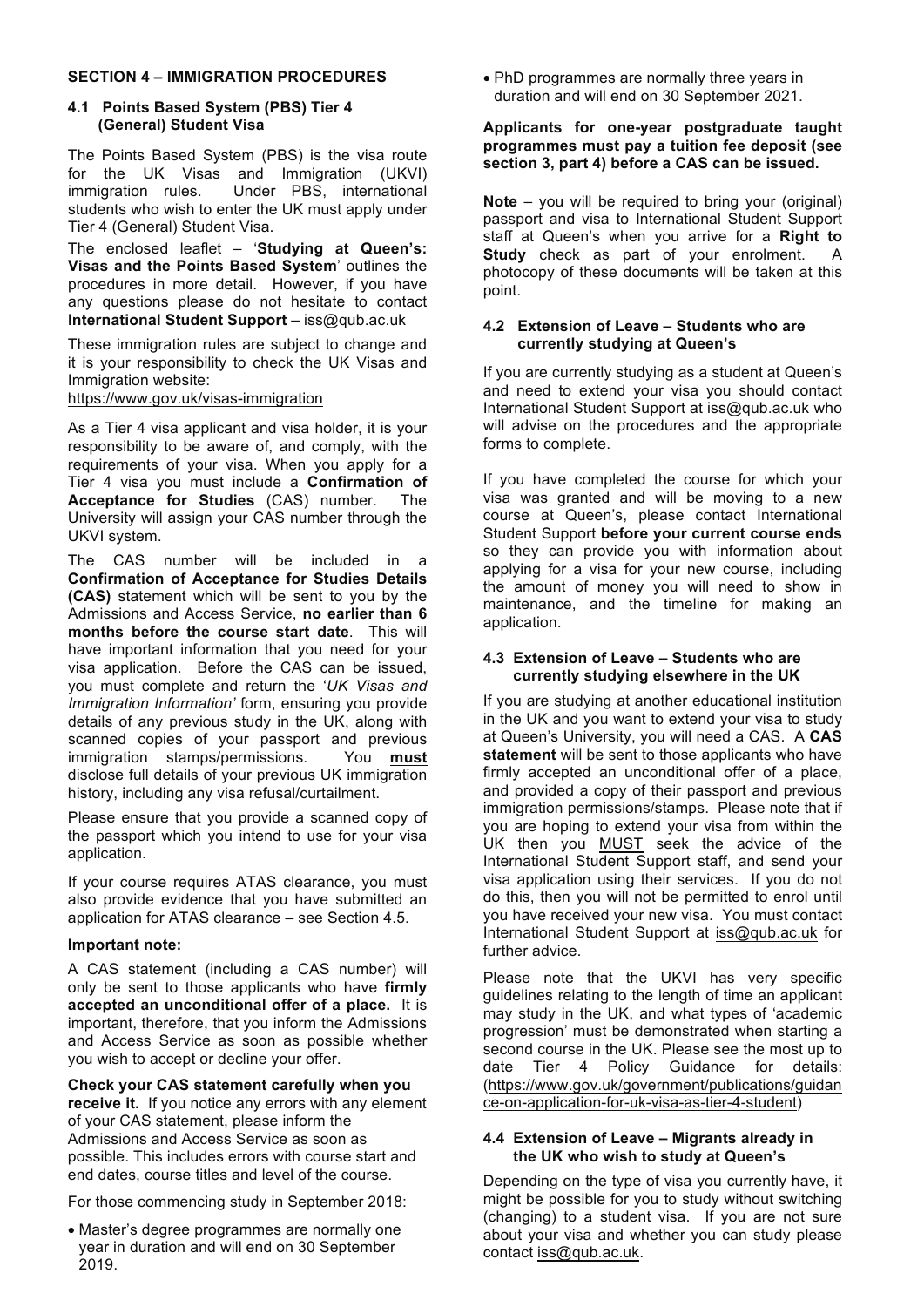## SECTION 4 – IMMIGRATION PROCEDURES

### 4.1 Points Based System (PBS) Tier 4 (General) Student Visa

The Points Based System (PBS) is the visa route for the UK Visas and Immigration (UKVI) immigration rules. Under PBS, international students who wish to enter the UK must apply under Tier 4 (General) Student Visa.

The enclosed leaflet – '**Studying at Queen's: Visas and the Points Based System**' outlines the procedures in more detail. However, if you have any questions please do not hesitate to contact **International Student Support** – iss@qub.ac.uk

These immigration rules are subject to change and it is your responsibility to check the UK Visas and Immigration website:
https://www.gov.uk/visas-immigration

As a Tier 4 visa applicant and visa holder, it is your responsibility to be aware of, and comply, with the requirements of your visa. When you apply for a Tier 4 visa you must include a **Confirmation of Acceptance for Studies** (CAS) number. The University will assign your CAS number through the UKVI system.

The CAS number will be included in a **Confirmation of Acceptance for Studies Details (CAS)** statement which will be sent to you by the Admissions and Access Service, **no earlier than 6 months before the course start date**. This will have important information that you need for your visa application. Before the CAS can be issued, you must complete and return the '*UK Visas and Immigration Information'* form, ensuring you provide details of any previous study in the UK, along with scanned copies of your passport and previous immigration stamps/permissions. You **must** disclose full details of your previous UK immigration history, including any visa refusal/curtailment.

Please ensure that you provide a scanned copy of the passport which you intend to use for your visa application.

If your course requires ATAS clearance, you must also provide evidence that you have submitted an application for ATAS clearance – see Section 4.5.

**Important note:**

A CAS statement (including a CAS number) will only be sent to those applicants who have **firmly accepted an unconditional offer of a place.** It is important, therefore, that you inform the Admissions and Access Service as soon as possible whether you wish to accept or decline your offer.

**Check your CAS statement carefully when you receive it.** If you notice any errors with any element of your CAS statement, please inform the Admissions and Access Service as soon as possible. This includes errors with course start and end dates, course titles and level of the course.

For those commencing study in September 2018:

- Master's degree programmes are normally one year in duration and will end on 30 September 2019.
- PhD programmes are normally three years in duration and will end on 30 September 2021.

**Applicants for one-year postgraduate taught programmes must pay a tuition fee deposit (see section 3, part 4) before a CAS can be issued.**

**Note** – you will be required to bring your (original) passport and visa to International Student Support staff at Queen's when you arrive for a **Right to Study** check as part of your enrolment. A photocopy of these documents will be taken at this point.

### 4.2 Extension of Leave – Students who are currently studying at Queen's

If you are currently studying as a student at Queen's and need to extend your visa you should contact International Student Support at iss@qub.ac.uk who will advise on the procedures and the appropriate forms to complete.

If you have completed the course for which your visa was granted and will be moving to a new course at Queen's, please contact International Student Support **before your current course ends** so they can provide you with information about applying for a visa for your new course, including the amount of money you will need to show in maintenance, and the timeline for making an application.

### 4.3 Extension of Leave – Students who are currently studying elsewhere in the UK

If you are studying at another educational institution in the UK and you want to extend your visa to study at Queen's University, you will need a CAS. A **CAS statement** will be sent to those applicants who have firmly accepted an unconditional offer of a place, and provided a copy of their passport and previous immigration permissions/stamps. Please note that if you are hoping to extend your visa from within the UK then you MUST seek the advice of the International Student Support staff, and send your visa application using their services. If you do not do this, then you will not be permitted to enrol until you have received your new visa. You must contact International Student Support at iss@qub.ac.uk for further advice.

Please note that the UKVI has very specific guidelines relating to the length of time an applicant may study in the UK, and what types of 'academic progression' must be demonstrated when starting a second course in the UK. Please see the most up to date Tier 4 Policy Guidance for details: (https://www.gov.uk/government/publications/guidance-on-application-for-uk-visa-as-tier-4-student)

### 4.4 Extension of Leave – Migrants already in the UK who wish to study at Queen's

Depending on the type of visa you currently have, it might be possible for you to study without switching (changing) to a student visa. If you are not sure about your visa and whether you can study please contact iss@qub.ac.uk.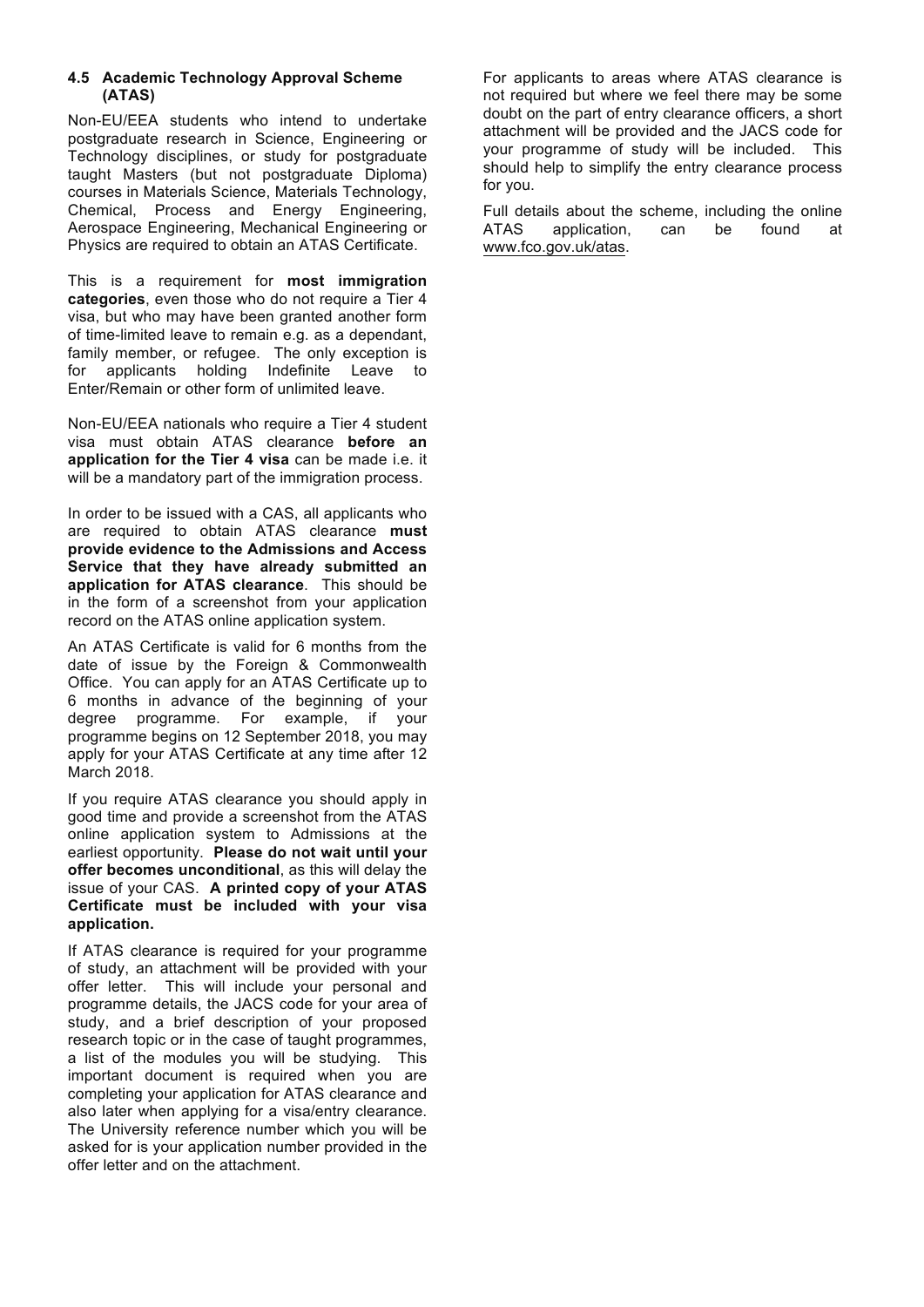### 4.5 Academic Technology Approval Scheme (ATAS)

Non-EU/EEA students who intend to undertake postgraduate research in Science, Engineering or Technology disciplines, or study for postgraduate taught Masters (but not postgraduate Diploma) courses in Materials Science, Materials Technology, Chemical, Process and Energy Engineering, Aerospace Engineering, Mechanical Engineering or Physics are required to obtain an ATAS Certificate.

This is a requirement for **most immigration categories**, even those who do not require a Tier 4 visa, but who may have been granted another form of time-limited leave to remain e.g. as a dependant, family member, or refugee. The only exception is for applicants holding Indefinite Leave to Enter/Remain or other form of unlimited leave.

Non-EU/EEA nationals who require a Tier 4 student visa must obtain ATAS clearance **before an application for the Tier 4 visa** can be made i.e. it will be a mandatory part of the immigration process.

In order to be issued with a CAS, all applicants who are required to obtain ATAS clearance **must provide evidence to the Admissions and Access Service that they have already submitted an application for ATAS clearance**. This should be in the form of a screenshot from your application record on the ATAS online application system.

An ATAS Certificate is valid for 6 months from the date of issue by the Foreign & Commonwealth Office. You can apply for an ATAS Certificate up to 6 months in advance of the beginning of your degree programme. For example, if your programme begins on 12 September 2018, you may apply for your ATAS Certificate at any time after 12 March 2018.

If you require ATAS clearance you should apply in good time and provide a screenshot from the ATAS online application system to Admissions at the earliest opportunity. **Please do not wait until your offer becomes unconditional**, as this will delay the issue of your CAS. **A printed copy of your ATAS Certificate must be included with your visa application.**

If ATAS clearance is required for your programme of study, an attachment will be provided with your offer letter. This will include your personal and programme details, the JACS code for your area of study, and a brief description of your proposed research topic or in the case of taught programmes, a list of the modules you will be studying. This important document is required when you are completing your application for ATAS clearance and also later when applying for a visa/entry clearance. The University reference number which you will be asked for is your application number provided in the offer letter and on the attachment.

For applicants to areas where ATAS clearance is not required but where we feel there may be some doubt on the part of entry clearance officers, a short attachment will be provided and the JACS code for your programme of study will be included. This should help to simplify the entry clearance process for you.

Full details about the scheme, including the online ATAS application, can be found at www.fco.gov.uk/atas.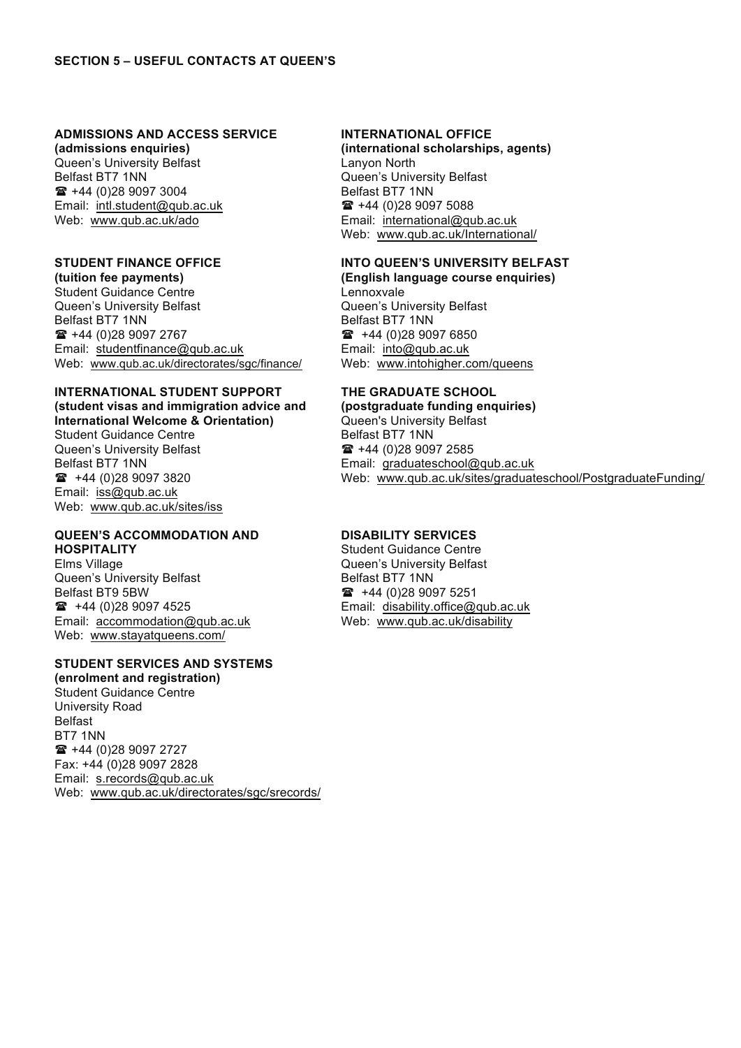## SECTION 5 – USEFUL CONTACTS AT QUEEN'S

### ADMISSIONS AND ACCESS SERVICE

**(admissions enquiries)**
Queen's University Belfast
Belfast BT7 1NN
☎ +44 (0)28 9097 3004
Email: intl.student@qub.ac.uk
Web: www.qub.ac.uk/ado

### STUDENT FINANCE OFFICE

**(tuition fee payments)**
Student Guidance Centre
Queen's University Belfast
Belfast BT7 1NN
☎ +44 (0)28 9097 2767
Email: studentfinance@qub.ac.uk
Web: www.qub.ac.uk/directorates/sgc/finance/

### INTERNATIONAL STUDENT SUPPORT

**(student visas and immigration advice and International Welcome & Orientation)**
Student Guidance Centre
Queen's University Belfast
Belfast BT7 1NN
☎ +44 (0)28 9097 3820
Email: iss@qub.ac.uk
Web: www.qub.ac.uk/sites/iss

### QUEEN'S ACCOMMODATION AND HOSPITALITY

Elms Village
Queen's University Belfast
Belfast BT9 5BW
☎ +44 (0)28 9097 4525
Email: accommodation@qub.ac.uk
Web: www.stayatqueens.com/

### STUDENT SERVICES AND SYSTEMS

**(enrolment and registration)**
Student Guidance Centre
University Road
Belfast
BT7 1NN
☎ +44 (0)28 9097 2727
Fax: +44 (0)28 9097 2828
Email: s.records@qub.ac.uk
Web: www.qub.ac.uk/directorates/sgc/srecords/

### INTERNATIONAL OFFICE

**(international scholarships, agents)**
Lanyon North
Queen's University Belfast
Belfast BT7 1NN
☎ +44 (0)28 9097 5088
Email: international@qub.ac.uk
Web: www.qub.ac.uk/International/

### INTO QUEEN'S UNIVERSITY BELFAST

**(English language course enquiries)**
Lennoxvale
Queen's University Belfast
Belfast BT7 1NN
☎ +44 (0)28 9097 6850
Email: into@qub.ac.uk
Web: www.intohigher.com/queens

### THE GRADUATE SCHOOL

**(postgraduate funding enquiries)**
Queen's University Belfast
Belfast BT7 1NN
☎ +44 (0)28 9097 2585
Email: graduateschool@qub.ac.uk
Web: www.qub.ac.uk/sites/graduateschool/PostgraduateFunding/

### DISABILITY SERVICES

Student Guidance Centre
Queen's University Belfast
Belfast BT7 1NN
☎ +44 (0)28 9097 5251
Email: disability.office@qub.ac.uk
Web: www.qub.ac.uk/disability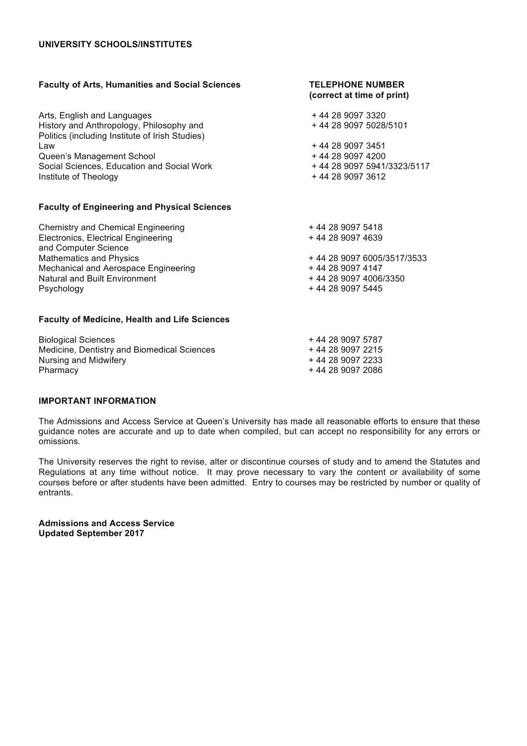**UNIVERSITY SCHOOLS/INSTITUTES**

| Faculty of Arts, Humanities and Social Sciences | TELEPHONE NUMBER (correct at time of print) |
| --- | --- |
| Arts, English and Languages | + 44 28 9097 3320 |
| History and Anthropology, Philosophy and Politics (including Institute of Irish Studies) | + 44 28 9097 5028/5101 |
| Law | + 44 28 9097 3451 |
| Queen's Management School | + 44 28 9097 4200 |
| Social Sciences, Education and Social Work | + 44 28 9097 5941/3323/5117 |
| Institute of Theology | + 44 28 9097 3612 |

| Faculty of Engineering and Physical Sciences | |
| --- | --- |
| Chemistry and Chemical Engineering | + 44 28 9097 5418 |
| Electronics, Electrical Engineering and Computer Science | + 44 28 9097 4639 |
| Mathematics and Physics | + 44 28 9097 6005/3517/3533 |
| Mechanical and Aerospace Engineering | + 44 28 9097 4147 |
| Natural and Built Environment | + 44 28 9097 4006/3350 |
| Psychology | + 44 28 9097 5445 |

| Faculty of Medicine, Health and Life Sciences | |
| --- | --- |
| Biological Sciences | + 44 28 9097 5787 |
| Medicine, Dentistry and Biomedical Sciences | + 44 28 9097 2215 |
| Nursing and Midwifery | + 44 28 9097 2233 |
| Pharmacy | + 44 28 9097 2086 |

**IMPORTANT INFORMATION**

The Admissions and Access Service at Queen's University has made all reasonable efforts to ensure that these guidance notes are accurate and up to date when compiled, but can accept no responsibility for any errors or omissions.

The University reserves the right to revise, alter or discontinue courses of study and to amend the Statutes and Regulations at any time without notice. It may prove necessary to vary the content or availability of some courses before or after students have been admitted. Entry to courses may be restricted by number or quality of entrants.

**Admissions and Access Service**
**Updated September 2017**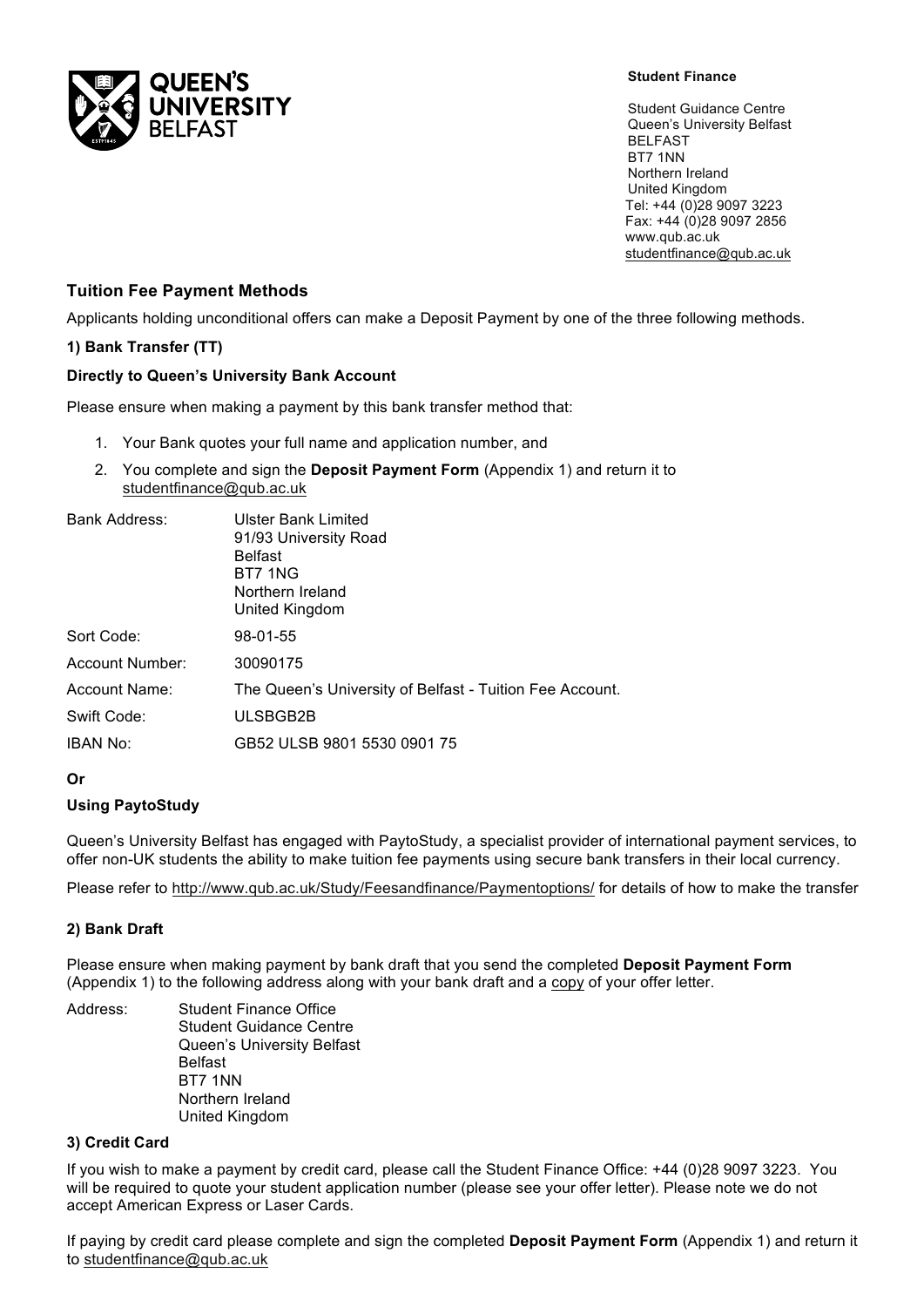**Student Finance**

Student Guidance Centre
Queen's University Belfast
BELFAST
BT7 1NN
Northern Ireland
United Kingdom
Tel: +44 (0)28 9097 3223
Fax: +44 (0)28 9097 2856
www.qub.ac.uk
studentfinance@qub.ac.uk

## Tuition Fee Payment Methods

Applicants holding unconditional offers can make a Deposit Payment by one of the three following methods.

### 1) Bank Transfer (TT)

**Directly to Queen's University Bank Account**

Please ensure when making a payment by this bank transfer method that:

1. Your Bank quotes your full name and application number, and
2. You complete and sign the **Deposit Payment Form** (Appendix 1) and return it to studentfinance@qub.ac.uk

| | |
|---|---|
| Bank Address: | Ulster Bank Limited<br>91/93 University Road<br>Belfast<br>BT7 1NG<br>Northern Ireland<br>United Kingdom |
| Sort Code: | 98-01-55 |
| Account Number: | 30090175 |
| Account Name: | The Queen's University of Belfast - Tuition Fee Account. |
| Swift Code: | ULSBGB2B |
| IBAN No: | GB52 ULSB 9801 5530 0901 75 |

**Or**

**Using PaytoStudy**

Queen's University Belfast has engaged with PaytoStudy, a specialist provider of international payment services, to offer non-UK students the ability to make tuition fee payments using secure bank transfers in their local currency.

Please refer to http://www.qub.ac.uk/Study/Feesandfinance/Paymentoptions/ for details of how to make the transfer

### 2) Bank Draft

Please ensure when making payment by bank draft that you send the completed **Deposit Payment Form** (Appendix 1) to the following address along with your bank draft and a copy of your offer letter.

Address:
Student Finance Office
Student Guidance Centre
Queen's University Belfast
Belfast
BT7 1NN
Northern Ireland
United Kingdom

### 3) Credit Card

If you wish to make a payment by credit card, please call the Student Finance Office: +44 (0)28 9097 3223. You will be required to quote your student application number (please see your offer letter). Please note we do not accept American Express or Laser Cards.

If paying by credit card please complete and sign the completed **Deposit Payment Form** (Appendix 1) and return it to studentfinance@qub.ac.uk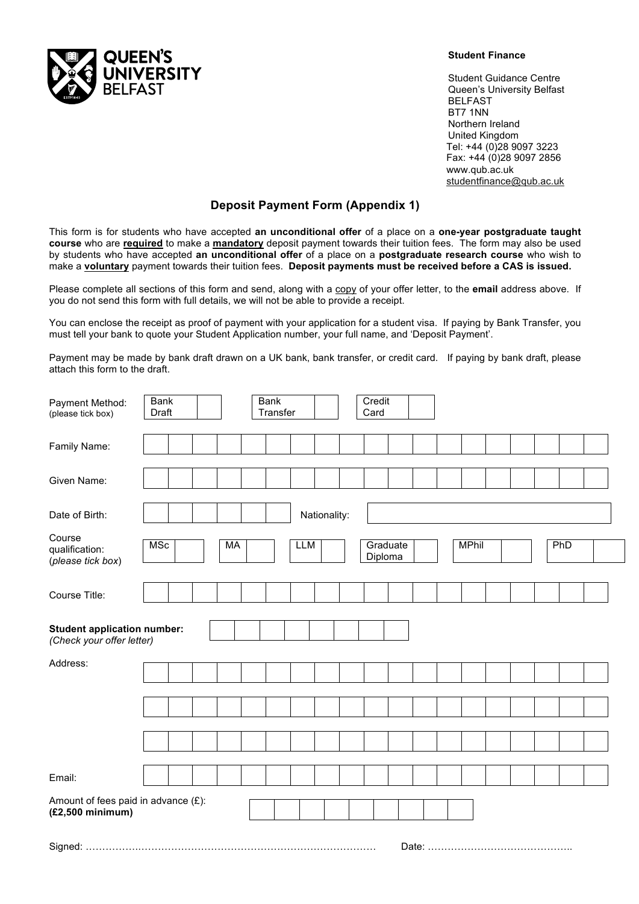QUEEN'S UNIVERSITY BELFAST

**Student Finance**

Student Guidance Centre
Queen's University Belfast
BELFAST
BT7 1NN
Northern Ireland
United Kingdom
Tel: +44 (0)28 9097 3223
Fax: +44 (0)28 9097 2856
www.qub.ac.uk
studentfinance@qub.ac.uk

## Deposit Payment Form (Appendix 1)

This form is for students who have accepted **an unconditional offer** of a place on a **one-year postgraduate taught course** who are **required** to make a **mandatory** deposit payment towards their tuition fees. The form may also be used by students who have accepted **an unconditional offer** of a place on a **postgraduate research course** who wish to make a **voluntary** payment towards their tuition fees. **Deposit payments must be received before a CAS is issued.**

Please complete all sections of this form and send, along with a copy of your offer letter, to the **email** address above. If you do not send this form with full details, we will not be able to provide a receipt.

You can enclose the receipt as proof of payment with your application for a student visa. If paying by Bank Transfer, you must tell your bank to quote your Student Application number, your full name, and 'Deposit Payment'.

Payment may be made by bank draft drawn on a UK bank, bank transfer, or credit card. If paying by bank draft, please attach this form to the draft.

Payment Method: (please tick box) Bank Draft ☐ Bank Transfer ☐ Credit Card ☐

Family Name:

Given Name:

Date of Birth: Nationality:

Course qualification: (*please tick box*) MSc ☐ MA ☐ LLM ☐ Graduate Diploma ☐ MPhil ☐ PhD ☐

Course Title:

**Student application number:** *(Check your offer letter)*

Address:

Email:

Amount of fees paid in advance (£): **(£2,500 minimum)**

Signed: ………………………………………………………………………………… Date: ……………………………………..